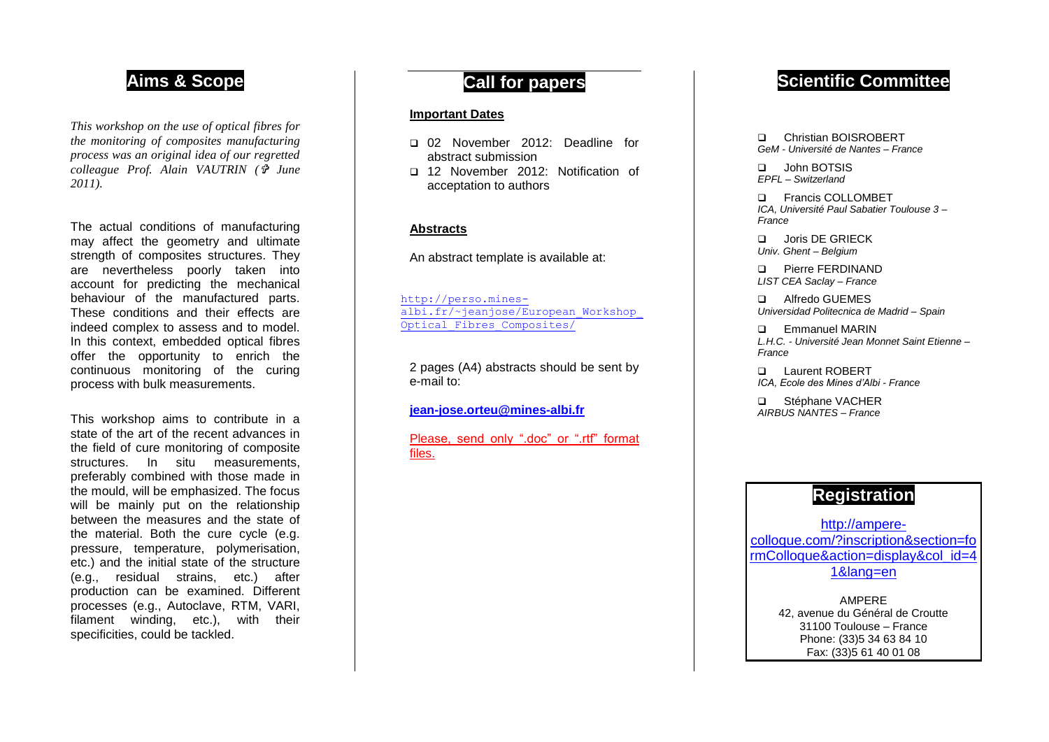## Aims & Scope

*This workshop on the use of optical fibres for the monitoring of composites manufacturing process was an original idea of our regretted colleague Prof. Alain VAUTRIN (✞ June 2011).*

The actual conditions of manufacturing may affect the geometry and ultimate strength of composites structures. They are nevertheless poorly taken into account for predicting the mechanical behaviour of the manufactured parts. These conditions and their effects are indeed complex to assess and to model. In this context, embedded optical fibres offer the opportunity to enrich the continuous monitoring of the curing process with bulk measurements.

This workshop aims to contribute in a state of the art of the recent advances in the field of cure monitoring of composite structures. In situ measurements, preferably combined with those made in the mould, will be emphasized. The focus will be mainly put on the relationship between the measures and the state of the material. Both the cure cycle (e.g. pressure, temperature, polymerisation, etc.) and the initial state of the structure (e.g., residual strains, etc.) after production can be examined. Different processes (e.g., Autoclave, RTM, VARI, filament winding, etc.), with their specificities, could be tackled.

## Call for papers

**Important Dates**

- 02 November 2012: Deadline for abstract submission
- 12 November 2012: Notification of acceptation to authors

**Abstracts**

An abstract template is available at:

http://perso.mines-albi.fr/~jeanjose/European_Workshop_Optical_Fibres_Composites/

2 pages (A4) abstracts should be sent by e-mail to:

**jean-jose.orteu@mines-albi.fr**

Please, send only ".doc" or ".rtf" format files.

## Scientific Committee

- Christian BOISROBERT
  *GeM - Université de Nantes – France*
- John BOTSIS
  *EPFL – Switzerland*
- Francis COLLOMBET
  *ICA, Université Paul Sabatier Toulouse 3 – France*
- Joris DE GRIECK
  *Univ. Ghent – Belgium*
- Pierre FERDINAND
  *LIST CEA Saclay – France*
- Alfredo GUEMES
  *Universidad Politecnica de Madrid – Spain*
- Emmanuel MARIN
  *L.H.C. - Université Jean Monnet Saint Etienne – France*
- Laurent ROBERT
  *ICA, Ecole des Mines d'Albi - France*
- Stéphane VACHER
  *AIRBUS NANTES – France*

## Registration

http://ampere-colloque.com/?inscription&section=formColloque&action=display&col_id=41&lang=en

AMPERE
42, avenue du Général de Croutte
31100 Toulouse – France
Phone: (33)5 34 63 84 10
Fax: (33)5 61 40 01 08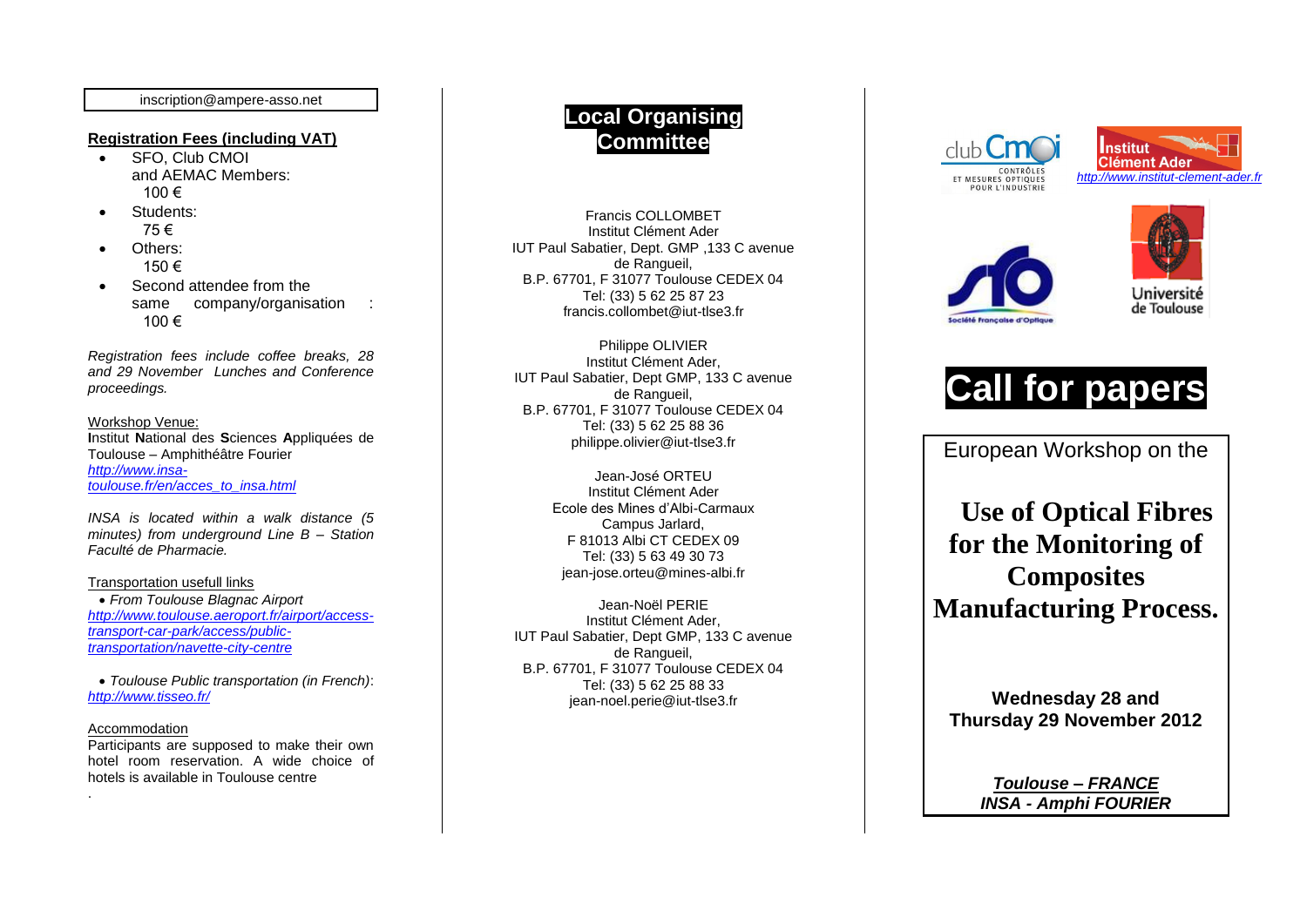inscription@ampere-asso.net

**Registration Fees (including VAT)**

- SFO, Club CMOI and AEMAC Members: 100 €
- Students: 75 €
- Others: 150 €
- Second attendee from the same company/organisation : 100 €

*Registration fees include coffee breaks, 28 and 29 November Lunches and Conference proceedings.*

Workshop Venue:
**I**nstitut **N**ational des **S**ciences **A**ppliquées de Toulouse – Amphithéâtre Fourier
*http://www.insa-toulouse.fr/en/acces_to_insa.html*

*INSA is located within a walk distance (5 minutes) from underground Line B – Station Faculté de Pharmacie.*

Transportation usefull links

- *From Toulouse Blagnac Airport* *http://www.toulouse.aeroport.fr/airport/access-transport-car-park/access/public-transportation/navette-city-centre*
- *Toulouse Public transportation (in French)*: *http://www.tisseo.fr/*

Accommodation
Participants are supposed to make their own hotel room reservation. A wide choice of hotels is available in Toulouse centre

.

# Local Organising Committee

Francis COLLOMBET
Institut Clément Ader
IUT Paul Sabatier, Dept. GMP ,133 C avenue de Rangueil,
B.P. 67701, F 31077 Toulouse CEDEX 04
Tel: (33) 5 62 25 87 23
francis.collombet@iut-tlse3.fr

Philippe OLIVIER
Institut Clément Ader,
IUT Paul Sabatier, Dept GMP, 133 C avenue de Rangueil,
B.P. 67701, F 31077 Toulouse CEDEX 04
Tel: (33) 5 62 25 88 36
philippe.olivier@iut-tlse3.fr

Jean-José ORTEU
Institut Clément Ader
Ecole des Mines d'Albi-Carmaux
Campus Jarlard,
F 81013 Albi CT CEDEX 09
Tel: (33) 5 63 49 30 73
jean-jose.orteu@mines-albi.fr

Jean-Noël PERIE
Institut Clément Ader,
IUT Paul Sabatier, Dept GMP, 133 C avenue de Rangueil,
B.P. 67701, F 31077 Toulouse CEDEX 04
Tel: (33) 5 62 25 88 33
jean-noel.perie@iut-tlse3.fr

club Cmoi – CONTRÔLES ET MESURES OPTIQUES POUR L'INDUSTRIE

Institut Clément Ader
*http://www.institut-clement-ader.fr*

sfo – Société Française d'Optique

Université de Toulouse

# Call for papers

European Workshop on the

## Use of Optical Fibres for the Monitoring of Composites Manufacturing Process.

**Wednesday 28 and Thursday 29 November 2012**

***Toulouse – FRANCE***
***INSA - Amphi FOURIER***